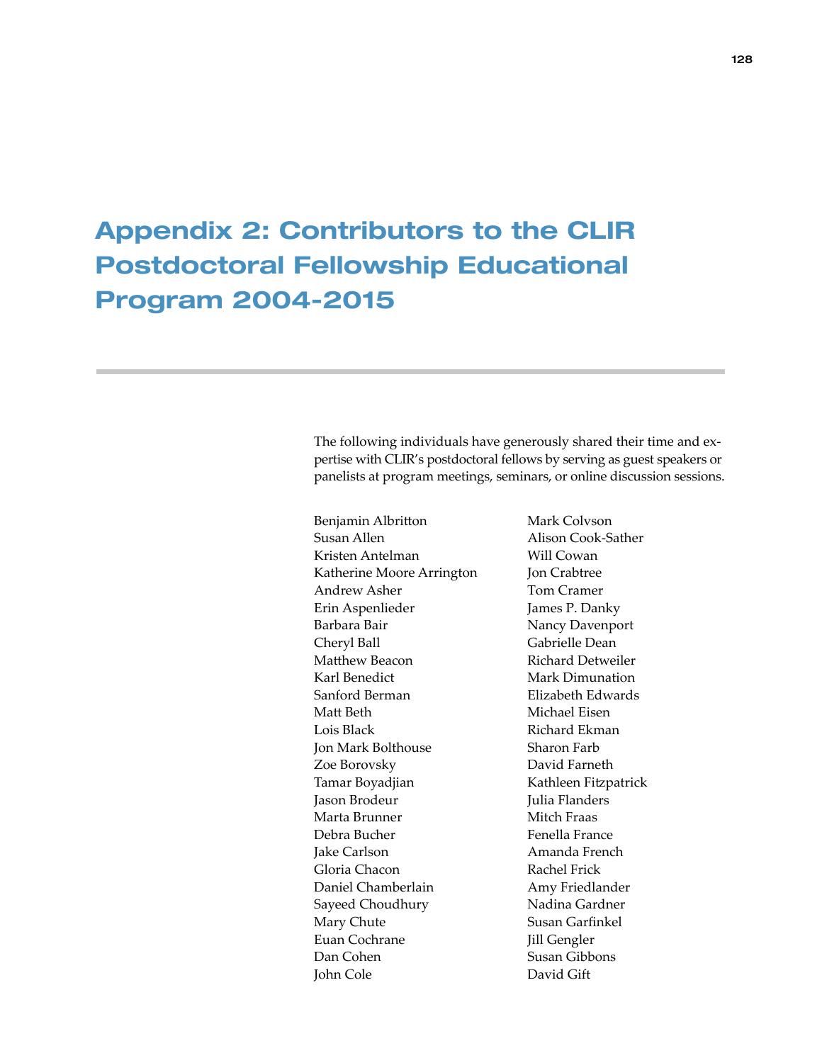# Appendix 2: Contributors to the CLIR Postdoctoral Fellowship Educational Program 2004-2015

The following individuals have generously shared their time and expertise with CLIR's postdoctoral fellows by serving as guest speakers or panelists at program meetings, seminars, or online discussion sessions.

Benjamin Albritton
Susan Allen
Kristen Antelman
Katherine Moore Arrington
Andrew Asher
Erin Aspenlieder
Barbara Bair
Cheryl Ball
Matthew Beacon
Karl Benedict
Sanford Berman
Matt Beth
Lois Black
Jon Mark Bolthouse
Zoe Borovsky
Tamar Boyadjian
Jason Brodeur
Marta Brunner
Debra Bucher
Jake Carlson
Gloria Chacon
Daniel Chamberlain
Sayeed Choudhury
Mary Chute
Euan Cochrane
Dan Cohen
John Cole
Mark Colvson
Alison Cook-Sather
Will Cowan
Jon Crabtree
Tom Cramer
James P. Danky
Nancy Davenport
Gabrielle Dean
Richard Detweiler
Mark Dimunation
Elizabeth Edwards
Michael Eisen
Richard Ekman
Sharon Farb
David Farneth
Kathleen Fitzpatrick
Julia Flanders
Mitch Fraas
Fenella France
Amanda French
Rachel Frick
Amy Friedlander
Nadina Gardner
Susan Garfinkel
Jill Gengler
Susan Gibbons
David Gift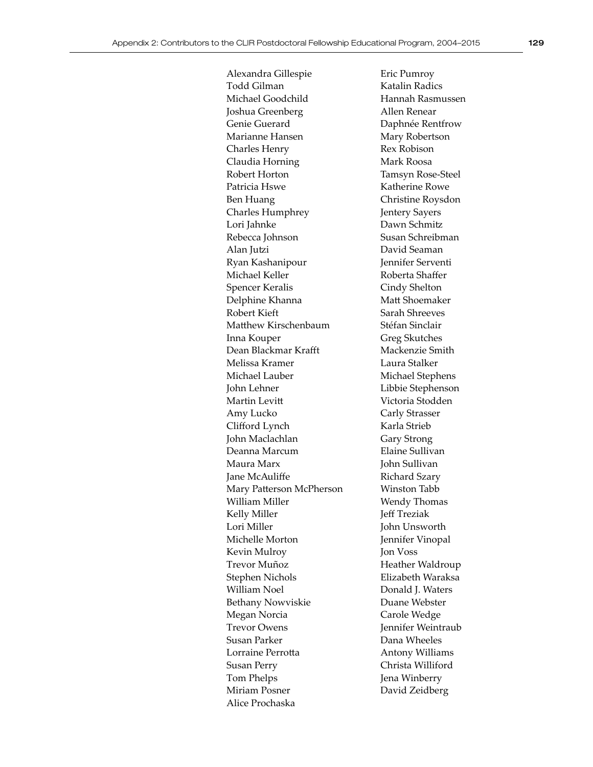Alexandra Gillespie
Todd Gilman
Michael Goodchild
Joshua Greenberg
Genie Guerard
Marianne Hansen
Charles Henry
Claudia Horning
Robert Horton
Patricia Hswe
Ben Huang
Charles Humphrey
Lori Jahnke
Rebecca Johnson
Alan Jutzi
Ryan Kashanipour
Michael Keller
Spencer Keralis
Delphine Khanna
Robert Kieft
Matthew Kirschenbaum
Inna Kouper
Dean Blackmar Krafft
Melissa Kramer
Michael Lauber
John Lehner
Martin Levitt
Amy Lucko
Clifford Lynch
John Maclachlan
Deanna Marcum
Maura Marx
Jane McAuliffe
Mary Patterson McPherson
William Miller
Kelly Miller
Lori Miller
Michelle Morton
Kevin Mulroy
Trevor Muñoz
Stephen Nichols
William Noel
Bethany Nowviskie
Megan Norcia
Trevor Owens
Susan Parker
Lorraine Perrotta
Susan Perry
Tom Phelps
Miriam Posner
Alice Prochaska
Eric Pumroy
Katalin Radics
Hannah Rasmussen
Allen Renear
Daphnée Rentfrow
Mary Robertson
Rex Robison
Mark Roosa
Tamsyn Rose-Steel
Katherine Rowe
Christine Roysdon
Jentery Sayers
Dawn Schmitz
Susan Schreibman
David Seaman
Jennifer Serventi
Roberta Shaffer
Cindy Shelton
Matt Shoemaker
Sarah Shreeves
Stéfan Sinclair
Greg Skutches
Mackenzie Smith
Laura Stalker
Michael Stephens
Libbie Stephenson
Victoria Stodden
Carly Strasser
Karla Strieb
Gary Strong
Elaine Sullivan
John Sullivan
Richard Szary
Winston Tabb
Wendy Thomas
Jeff Treziak
John Unsworth
Jennifer Vinopal
Jon Voss
Heather Waldroup
Elizabeth Waraksa
Donald J. Waters
Duane Webster
Carole Wedge
Jennifer Weintraub
Dana Wheeles
Antony Williams
Christa Williford
Jena Winberry
David Zeidberg